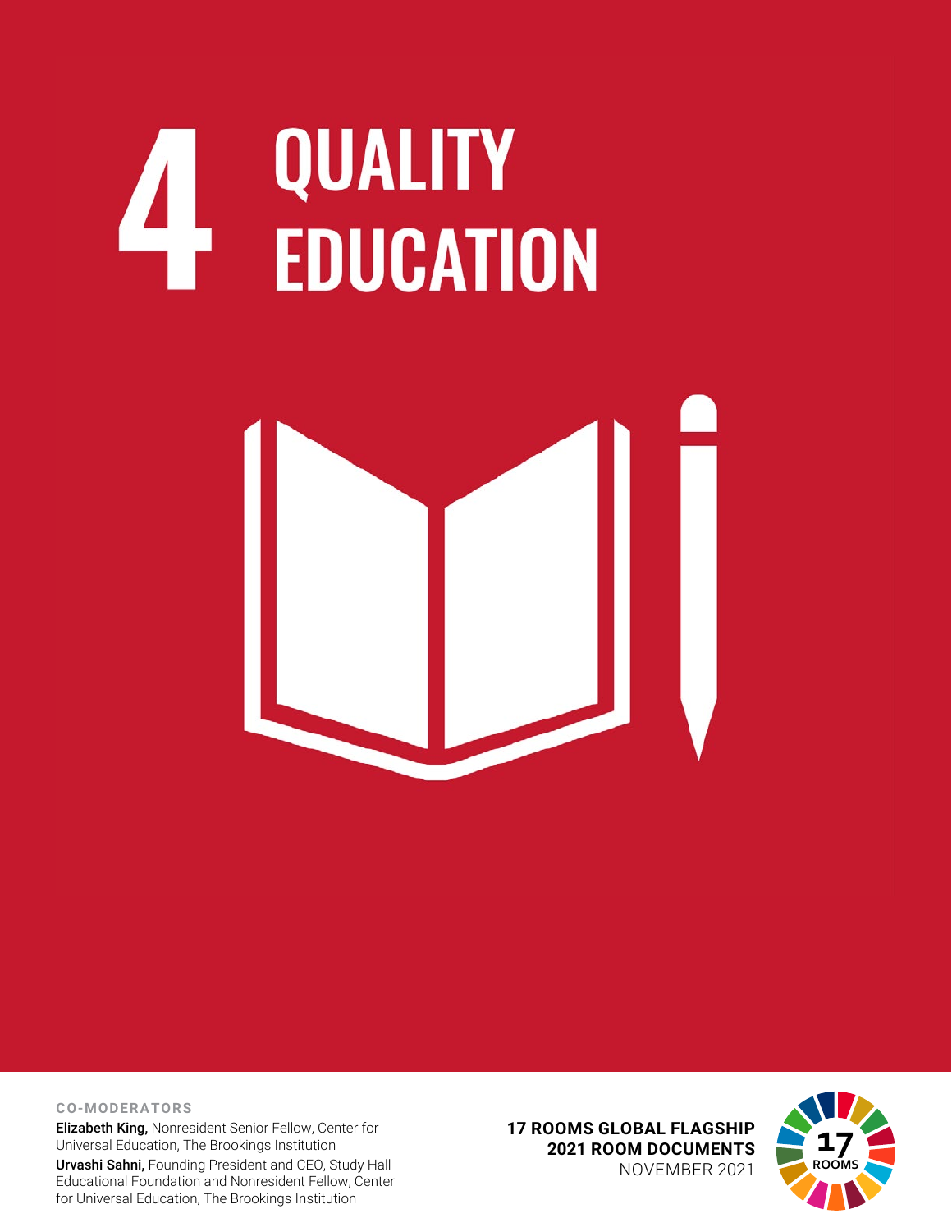# 4 QUALITY EDUCATION

**CO-MODERATORS**

**Elizabeth King,** Nonresident Senior Fellow, Center for Universal Education, The Brookings Institution

**Urvashi Sahni,** Founding President and CEO, Study Hall Educational Foundation and Nonresident Fellow, Center for Universal Education, The Brookings Institution

**17 ROOMS GLOBAL FLAGSHIP**
**2021 ROOM DOCUMENTS**
NOVEMBER 2021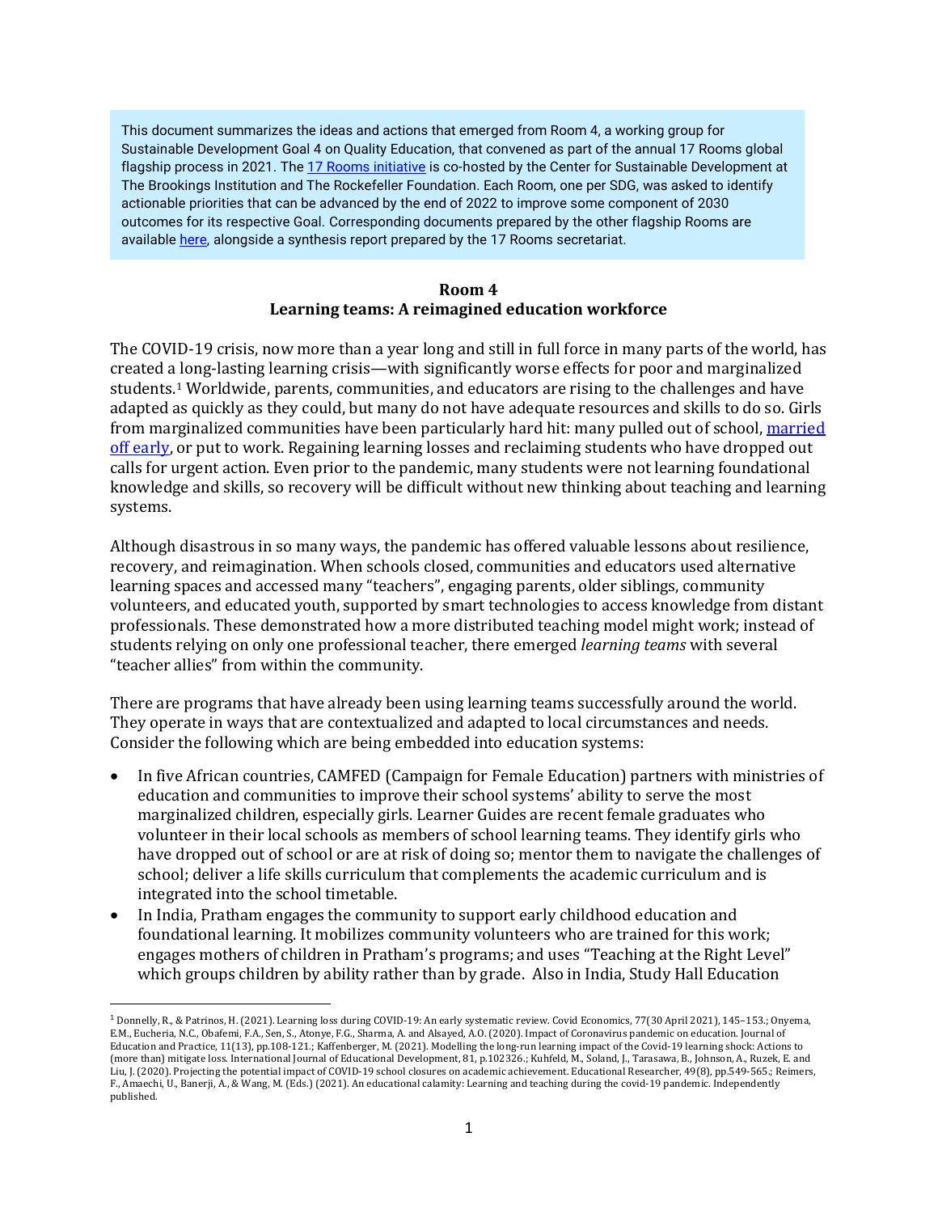This document summarizes the ideas and actions that emerged from Room 4, a working group for Sustainable Development Goal 4 on Quality Education, that convened as part of the annual 17 Rooms global flagship process in 2021. The [17 Rooms initiative](#) is co-hosted by the Center for Sustainable Development at The Brookings Institution and The Rockefeller Foundation. Each Room, one per SDG, was asked to identify actionable priorities that can be advanced by the end of 2022 to improve some component of 2030 outcomes for its respective Goal. Corresponding documents prepared by the other flagship Rooms are available [here](#), alongside a synthesis report prepared by the 17 Rooms secretariat.

**Room 4**
**Learning teams: A reimagined education workforce**

The COVID-19 crisis, now more than a year long and still in full force in many parts of the world, has created a long-lasting learning crisis—with significantly worse effects for poor and marginalized students.[1] Worldwide, parents, communities, and educators are rising to the challenges and have adapted as quickly as they could, but many do not have adequate resources and skills to do so. Girls from marginalized communities have been particularly hard hit: many pulled out of school, [married off early](#), or put to work. Regaining learning losses and reclaiming students who have dropped out calls for urgent action. Even prior to the pandemic, many students were not learning foundational knowledge and skills, so recovery will be difficult without new thinking about teaching and learning systems.

Although disastrous in so many ways, the pandemic has offered valuable lessons about resilience, recovery, and reimagination. When schools closed, communities and educators used alternative learning spaces and accessed many "teachers", engaging parents, older siblings, community volunteers, and educated youth, supported by smart technologies to access knowledge from distant professionals. These demonstrated how a more distributed teaching model might work; instead of students relying on only one professional teacher, there emerged *learning teams* with several "teacher allies" from within the community.

There are programs that have already been using learning teams successfully around the world. They operate in ways that are contextualized and adapted to local circumstances and needs. Consider the following which are being embedded into education systems:

- In five African countries, CAMFED (Campaign for Female Education) partners with ministries of education and communities to improve their school systems' ability to serve the most marginalized children, especially girls. Learner Guides are recent female graduates who volunteer in their local schools as members of school learning teams. They identify girls who have dropped out of school or are at risk of doing so; mentor them to navigate the challenges of school; deliver a life skills curriculum that complements the academic curriculum and is integrated into the school timetable.
- In India, Pratham engages the community to support early childhood education and foundational learning. It mobilizes community volunteers who are trained for this work; engages mothers of children in Pratham's programs; and uses "Teaching at the Right Level" which groups children by ability rather than by grade. Also in India, Study Hall Education

[1] Donnelly, R., & Patrinos, H. (2021). Learning loss during COVID-19: An early systematic review. Covid Economics, 77(30 April 2021), 145–153.; Onyema, E.M., Eucheria, N.C., Obafemi, F.A., Sen, S., Atonye, F.G., Sharma, A. and Alsayed, A.O. (2020). Impact of Coronavirus pandemic on education. Journal of Education and Practice, 11(13), pp.108-121.; Kaffenberger, M. (2021). Modelling the long-run learning impact of the Covid-19 learning shock: Actions to (more than) mitigate loss. International Journal of Educational Development, 81, p.102326.; Kuhfeld, M., Soland, J., Tarasawa, B., Johnson, A., Ruzek, E. and Liu, J. (2020). Projecting the potential impact of COVID-19 school closures on academic achievement. Educational Researcher, 49(8), pp.549-565.; Reimers, F., Amaechi, U., Banerji, A., & Wang, M. (Eds.) (2021). An educational calamity: Learning and teaching during the covid-19 pandemic. Independently published.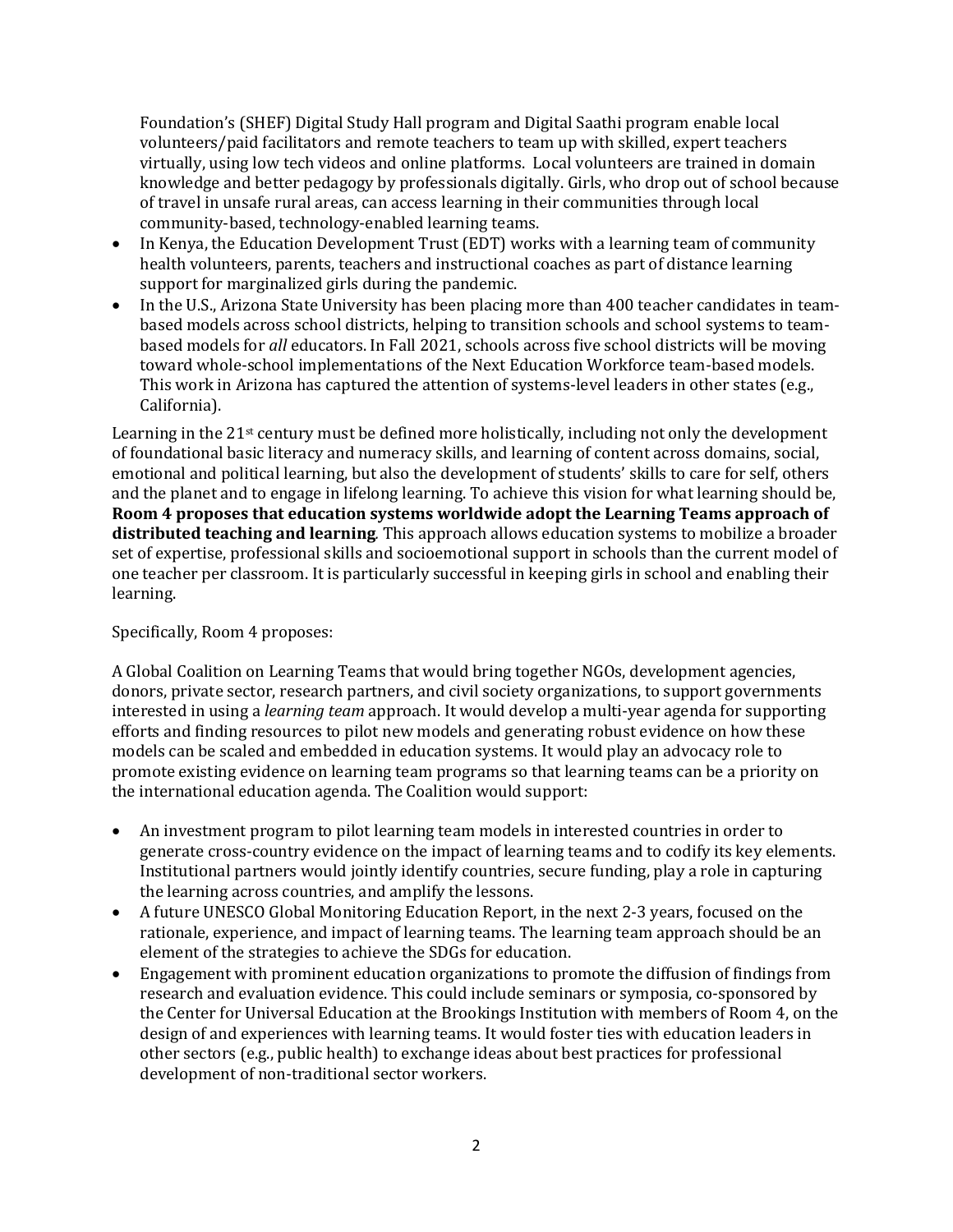Foundation's (SHEF) Digital Study Hall program and Digital Saathi program enable local volunteers/paid facilitators and remote teachers to team up with skilled, expert teachers virtually, using low tech videos and online platforms. Local volunteers are trained in domain knowledge and better pedagogy by professionals digitally. Girls, who drop out of school because of travel in unsafe rural areas, can access learning in their communities through local community-based, technology-enabled learning teams.

- In Kenya, the Education Development Trust (EDT) works with a learning team of community health volunteers, parents, teachers and instructional coaches as part of distance learning support for marginalized girls during the pandemic.
- In the U.S., Arizona State University has been placing more than 400 teacher candidates in team-based models across school districts, helping to transition schools and school systems to team-based models for *all* educators. In Fall 2021, schools across five school districts will be moving toward whole-school implementations of the Next Education Workforce team-based models. This work in Arizona has captured the attention of systems-level leaders in other states (e.g., California).

Learning in the 21st century must be defined more holistically, including not only the development of foundational basic literacy and numeracy skills, and learning of content across domains, social, emotional and political learning, but also the development of students' skills to care for self, others and the planet and to engage in lifelong learning. To achieve this vision for what learning should be, **Room 4 proposes that education systems worldwide adopt the Learning Teams approach of distributed teaching and learning**. This approach allows education systems to mobilize a broader set of expertise, professional skills and socioemotional support in schools than the current model of one teacher per classroom. It is particularly successful in keeping girls in school and enabling their learning.

Specifically, Room 4 proposes:

A Global Coalition on Learning Teams that would bring together NGOs, development agencies, donors, private sector, research partners, and civil society organizations, to support governments interested in using a *learning team* approach. It would develop a multi-year agenda for supporting efforts and finding resources to pilot new models and generating robust evidence on how these models can be scaled and embedded in education systems. It would play an advocacy role to promote existing evidence on learning team programs so that learning teams can be a priority on the international education agenda. The Coalition would support:

- An investment program to pilot learning team models in interested countries in order to generate cross-country evidence on the impact of learning teams and to codify its key elements. Institutional partners would jointly identify countries, secure funding, play a role in capturing the learning across countries, and amplify the lessons.
- A future UNESCO Global Monitoring Education Report, in the next 2-3 years, focused on the rationale, experience, and impact of learning teams. The learning team approach should be an element of the strategies to achieve the SDGs for education.
- Engagement with prominent education organizations to promote the diffusion of findings from research and evaluation evidence. This could include seminars or symposia, co-sponsored by the Center for Universal Education at the Brookings Institution with members of Room 4, on the design of and experiences with learning teams. It would foster ties with education leaders in other sectors (e.g., public health) to exchange ideas about best practices for professional development of non-traditional sector workers.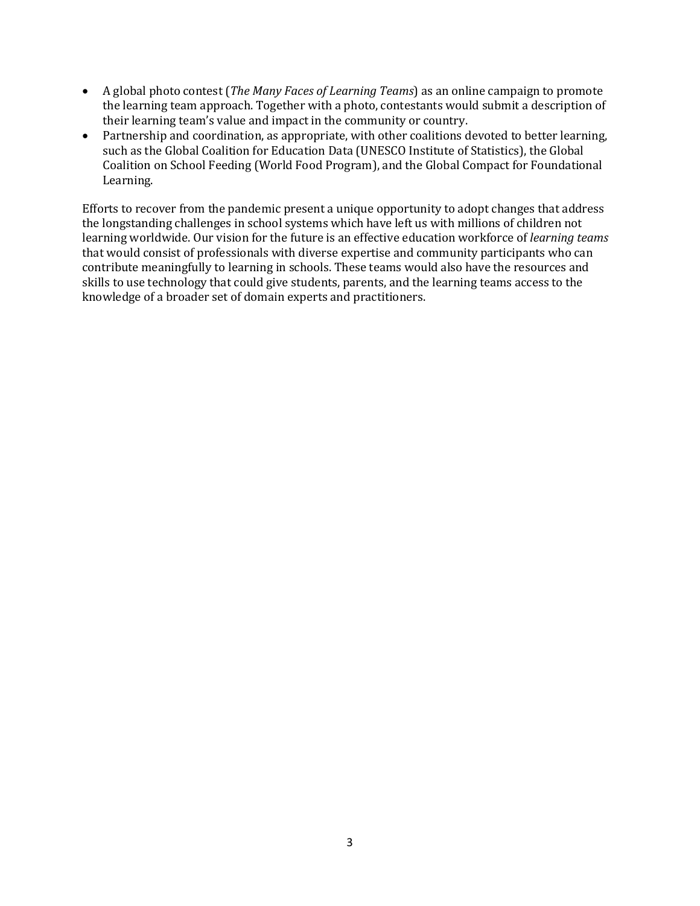- A global photo contest (*The Many Faces of Learning Teams*) as an online campaign to promote the learning team approach. Together with a photo, contestants would submit a description of their learning team's value and impact in the community or country.
- Partnership and coordination, as appropriate, with other coalitions devoted to better learning, such as the Global Coalition for Education Data (UNESCO Institute of Statistics), the Global Coalition on School Feeding (World Food Program), and the Global Compact for Foundational Learning.

Efforts to recover from the pandemic present a unique opportunity to adopt changes that address the longstanding challenges in school systems which have left us with millions of children not learning worldwide. Our vision for the future is an effective education workforce of *learning teams* that would consist of professionals with diverse expertise and community participants who can contribute meaningfully to learning in schools. These teams would also have the resources and skills to use technology that could give students, parents, and the learning teams access to the knowledge of a broader set of domain experts and practitioners.